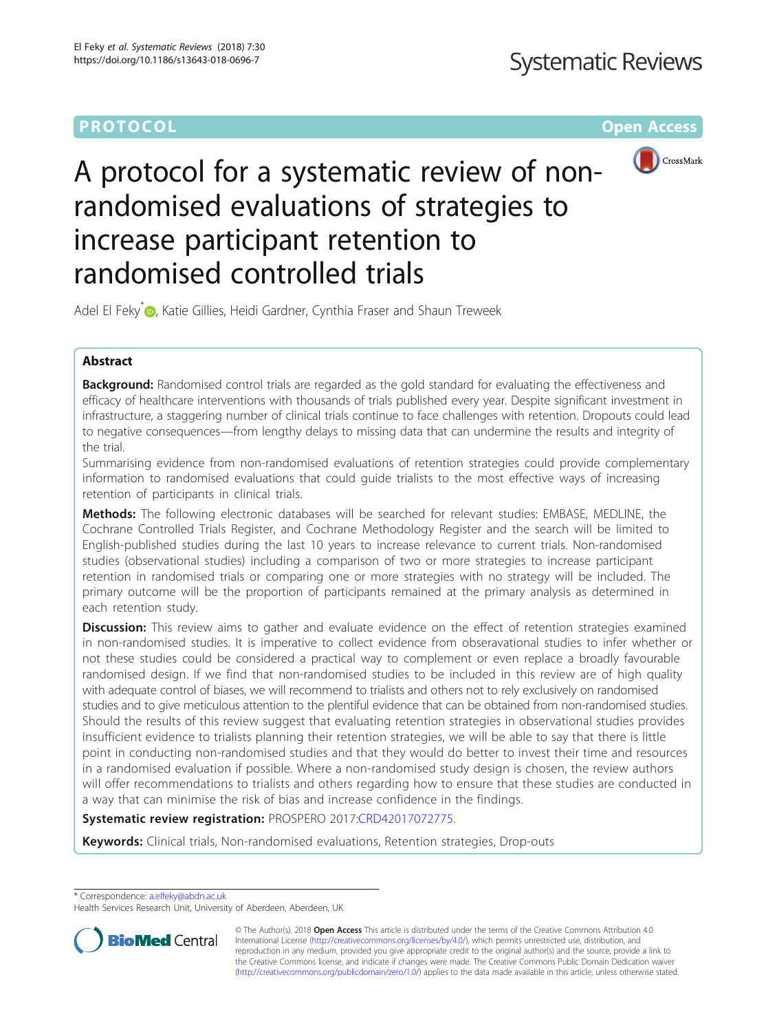PROTOCOL

Open Access

# A protocol for a systematic review of non-randomised evaluations of strategies to increase participant retention to randomised controlled trials

Adel El Feky[*], Katie Gillies, Heidi Gardner, Cynthia Fraser and Shaun Treweek

## Abstract

**Background:** Randomised control trials are regarded as the gold standard for evaluating the effectiveness and efficacy of healthcare interventions with thousands of trials published every year. Despite significant investment in infrastructure, a staggering number of clinical trials continue to face challenges with retention. Dropouts could lead to negative consequences—from lengthy delays to missing data that can undermine the results and integrity of the trial.

Summarising evidence from non-randomised evaluations of retention strategies could provide complementary information to randomised evaluations that could guide trialists to the most effective ways of increasing retention of participants in clinical trials.

**Methods:** The following electronic databases will be searched for relevant studies: EMBASE, MEDLINE, the Cochrane Controlled Trials Register, and Cochrane Methodology Register and the search will be limited to English-published studies during the last 10 years to increase relevance to current trials. Non-randomised studies (observational studies) including a comparison of two or more strategies to increase participant retention in randomised trials or comparing one or more strategies with no strategy will be included. The primary outcome will be the proportion of participants remained at the primary analysis as determined in each retention study.

**Discussion:** This review aims to gather and evaluate evidence on the effect of retention strategies examined in non-randomised studies. It is imperative to collect evidence from obseravational studies to infer whether or not these studies could be considered a practical way to complement or even replace a broadly favourable randomised design. If we find that non-randomised studies to be included in this review are of high quality with adequate control of biases, we will recommend to trialists and others not to rely exclusively on randomised studies and to give meticulous attention to the plentiful evidence that can be obtained from non-randomised studies. Should the results of this review suggest that evaluating retention strategies in observational studies provides insufficient evidence to trialists planning their retention strategies, we will be able to say that there is little point in conducting non-randomised studies and that they would do better to invest their time and resources in a randomised evaluation if possible. Where a non-randomised study design is chosen, the review authors will offer recommendations to trialists and others regarding how to ensure that these studies are conducted in a way that can minimise the risk of bias and increase confidence in the findings.

**Systematic review registration:** PROSPERO 2017:CRD42017072775.

**Keywords:** Clinical trials, Non-randomised evaluations, Retention strategies, Drop-outs

---

* Correspondence: a.elfeky@abdn.ac.uk

Health Services Research Unit, University of Aberdeen, Aberdeen, UK

© The Author(s). 2018 **Open Access** This article is distributed under the terms of the Creative Commons Attribution 4.0 International License (http://creativecommons.org/licenses/by/4.0/), which permits unrestricted use, distribution, and reproduction in any medium, provided you give appropriate credit to the original author(s) and the source, provide a link to the Creative Commons license, and indicate if changes were made. The Creative Commons Public Domain Dedication waiver (http://creativecommons.org/publicdomain/zero/1.0/) applies to the data made available in this article, unless otherwise stated.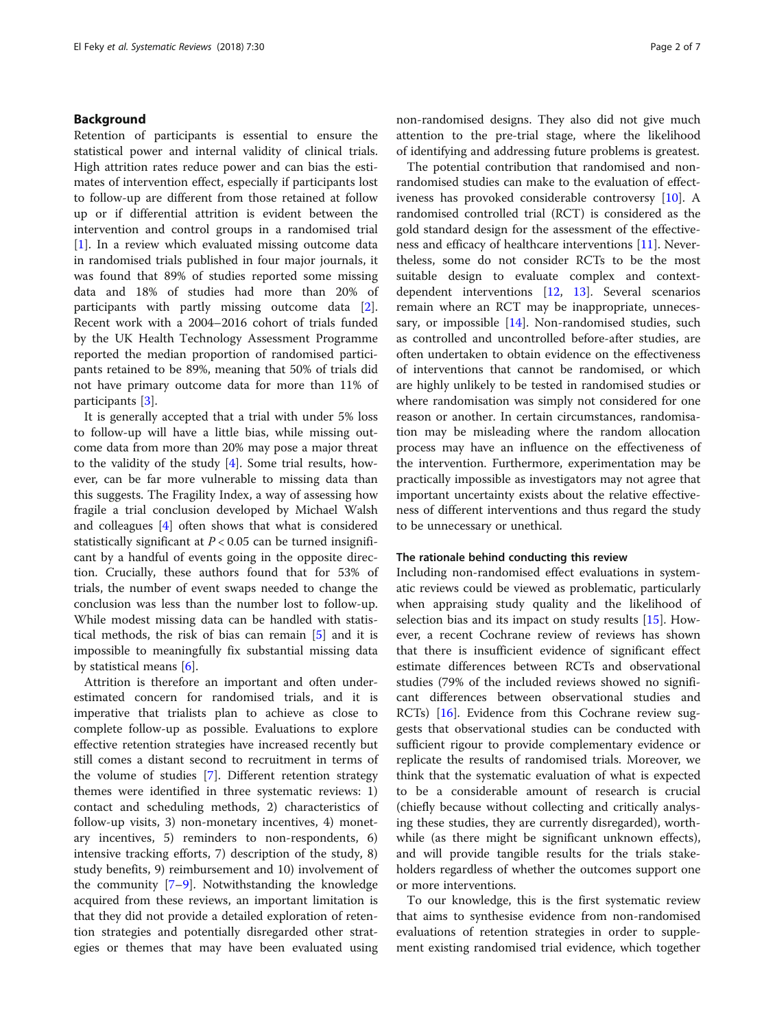## Background

Retention of participants is essential to ensure the statistical power and internal validity of clinical trials. High attrition rates reduce power and can bias the estimates of intervention effect, especially if participants lost to follow-up are different from those retained at follow up or if differential attrition is evident between the intervention and control groups in a randomised trial [1]. In a review which evaluated missing outcome data in randomised trials published in four major journals, it was found that 89% of studies reported some missing data and 18% of studies had more than 20% of participants with partly missing outcome data [2]. Recent work with a 2004–2016 cohort of trials funded by the UK Health Technology Assessment Programme reported the median proportion of randomised participants retained to be 89%, meaning that 50% of trials did not have primary outcome data for more than 11% of participants [3].

It is generally accepted that a trial with under 5% loss to follow-up will have a little bias, while missing outcome data from more than 20% may pose a major threat to the validity of the study [4]. Some trial results, however, can be far more vulnerable to missing data than this suggests. The Fragility Index, a way of assessing how fragile a trial conclusion developed by Michael Walsh and colleagues [4] often shows that what is considered statistically significant at $P < 0.05$ can be turned insignificant by a handful of events going in the opposite direction. Crucially, these authors found that for 53% of trials, the number of event swaps needed to change the conclusion was less than the number lost to follow-up. While modest missing data can be handled with statistical methods, the risk of bias can remain [5] and it is impossible to meaningfully fix substantial missing data by statistical means [6].

Attrition is therefore an important and often underestimated concern for randomised trials, and it is imperative that trialists plan to achieve as close to complete follow-up as possible. Evaluations to explore effective retention strategies have increased recently but still comes a distant second to recruitment in terms of the volume of studies [7]. Different retention strategy themes were identified in three systematic reviews: 1) contact and scheduling methods, 2) characteristics of follow-up visits, 3) non-monetary incentives, 4) monetary incentives, 5) reminders to non-respondents, 6) intensive tracking efforts, 7) description of the study, 8) study benefits, 9) reimbursement and 10) involvement of the community [7–9]. Notwithstanding the knowledge acquired from these reviews, an important limitation is that they did not provide a detailed exploration of retention strategies and potentially disregarded other strategies or themes that may have been evaluated using non-randomised designs. They also did not give much attention to the pre-trial stage, where the likelihood of identifying and addressing future problems is greatest.

The potential contribution that randomised and non-randomised studies can make to the evaluation of effectiveness has provoked considerable controversy [10]. A randomised controlled trial (RCT) is considered as the gold standard design for the assessment of the effectiveness and efficacy of healthcare interventions [11]. Nevertheless, some do not consider RCTs to be the most suitable design to evaluate complex and context-dependent interventions [12, 13]. Several scenarios remain where an RCT may be inappropriate, unnecessary, or impossible [14]. Non-randomised studies, such as controlled and uncontrolled before-after studies, are often undertaken to obtain evidence on the effectiveness of interventions that cannot be randomised, or which are highly unlikely to be tested in randomised studies or where randomisation was simply not considered for one reason or another. In certain circumstances, randomisation may be misleading where the random allocation process may have an influence on the effectiveness of the intervention. Furthermore, experimentation may be practically impossible as investigators may not agree that important uncertainty exists about the relative effectiveness of different interventions and thus regard the study to be unnecessary or unethical.

### The rationale behind conducting this review

Including non-randomised effect evaluations in systematic reviews could be viewed as problematic, particularly when appraising study quality and the likelihood of selection bias and its impact on study results [15]. However, a recent Cochrane review of reviews has shown that there is insufficient evidence of significant effect estimate differences between RCTs and observational studies (79% of the included reviews showed no significant differences between observational studies and RCTs) [16]. Evidence from this Cochrane review suggests that observational studies can be conducted with sufficient rigour to provide complementary evidence or replicate the results of randomised trials. Moreover, we think that the systematic evaluation of what is expected to be a considerable amount of research is crucial (chiefly because without collecting and critically analysing these studies, they are currently disregarded), worthwhile (as there might be significant unknown effects), and will provide tangible results for the trials stakeholders regardless of whether the outcomes support one or more interventions.

To our knowledge, this is the first systematic review that aims to synthesise evidence from non-randomised evaluations of retention strategies in order to supplement existing randomised trial evidence, which together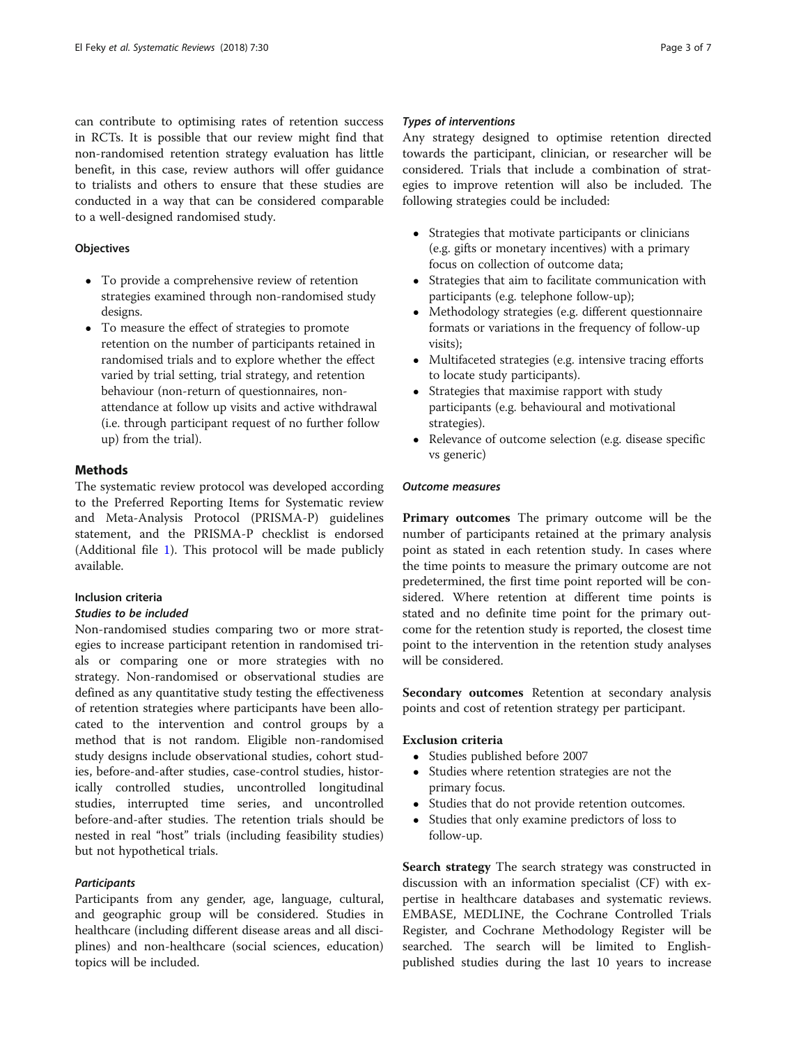can contribute to optimising rates of retention success in RCTs. It is possible that our review might find that non-randomised retention strategy evaluation has little benefit, in this case, review authors will offer guidance to trialists and others to ensure that these studies are conducted in a way that can be considered comparable to a well-designed randomised study.

### Objectives

- To provide a comprehensive review of retention strategies examined through non-randomised study designs.
- To measure the effect of strategies to promote retention on the number of participants retained in randomised trials and to explore whether the effect varied by trial setting, trial strategy, and retention behaviour (non-return of questionnaires, non-attendance at follow up visits and active withdrawal (i.e. through participant request of no further follow up) from the trial).

## Methods

The systematic review protocol was developed according to the Preferred Reporting Items for Systematic review and Meta-Analysis Protocol (PRISMA-P) guidelines statement, and the PRISMA-P checklist is endorsed (Additional file 1). This protocol will be made publicly available.

### Inclusion criteria

#### *Studies to be included*

Non-randomised studies comparing two or more strategies to increase participant retention in randomised trials or comparing one or more strategies with no strategy. Non-randomised or observational studies are defined as any quantitative study testing the effectiveness of retention strategies where participants have been allocated to the intervention and control groups by a method that is not random. Eligible non-randomised study designs include observational studies, cohort studies, before-and-after studies, case-control studies, historically controlled studies, uncontrolled longitudinal studies, interrupted time series, and uncontrolled before-and-after studies. The retention trials should be nested in real "host" trials (including feasibility studies) but not hypothetical trials.

#### *Participants*

Participants from any gender, age, language, cultural, and geographic group will be considered. Studies in healthcare (including different disease areas and all disciplines) and non-healthcare (social sciences, education) topics will be included.

#### *Types of interventions*

Any strategy designed to optimise retention directed towards the participant, clinician, or researcher will be considered. Trials that include a combination of strategies to improve retention will also be included. The following strategies could be included:

- Strategies that motivate participants or clinicians (e.g. gifts or monetary incentives) with a primary focus on collection of outcome data;
- Strategies that aim to facilitate communication with participants (e.g. telephone follow-up);
- Methodology strategies (e.g. different questionnaire formats or variations in the frequency of follow-up visits);
- Multifaceted strategies (e.g. intensive tracing efforts to locate study participants).
- Strategies that maximise rapport with study participants (e.g. behavioural and motivational strategies).
- Relevance of outcome selection (e.g. disease specific vs generic)

#### *Outcome measures*

**Primary outcomes** The primary outcome will be the number of participants retained at the primary analysis point as stated in each retention study. In cases where the time points to measure the primary outcome are not predetermined, the first time point reported will be considered. Where retention at different time points is stated and no definite time point for the primary outcome for the retention study is reported, the closest time point to the intervention in the retention study analyses will be considered.

**Secondary outcomes** Retention at secondary analysis points and cost of retention strategy per participant.

### Exclusion criteria

- Studies published before 2007
- Studies where retention strategies are not the primary focus.
- Studies that do not provide retention outcomes.
- Studies that only examine predictors of loss to follow-up.

**Search strategy** The search strategy was constructed in discussion with an information specialist (CF) with expertise in healthcare databases and systematic reviews. EMBASE, MEDLINE, the Cochrane Controlled Trials Register, and Cochrane Methodology Register will be searched. The search will be limited to English-published studies during the last 10 years to increase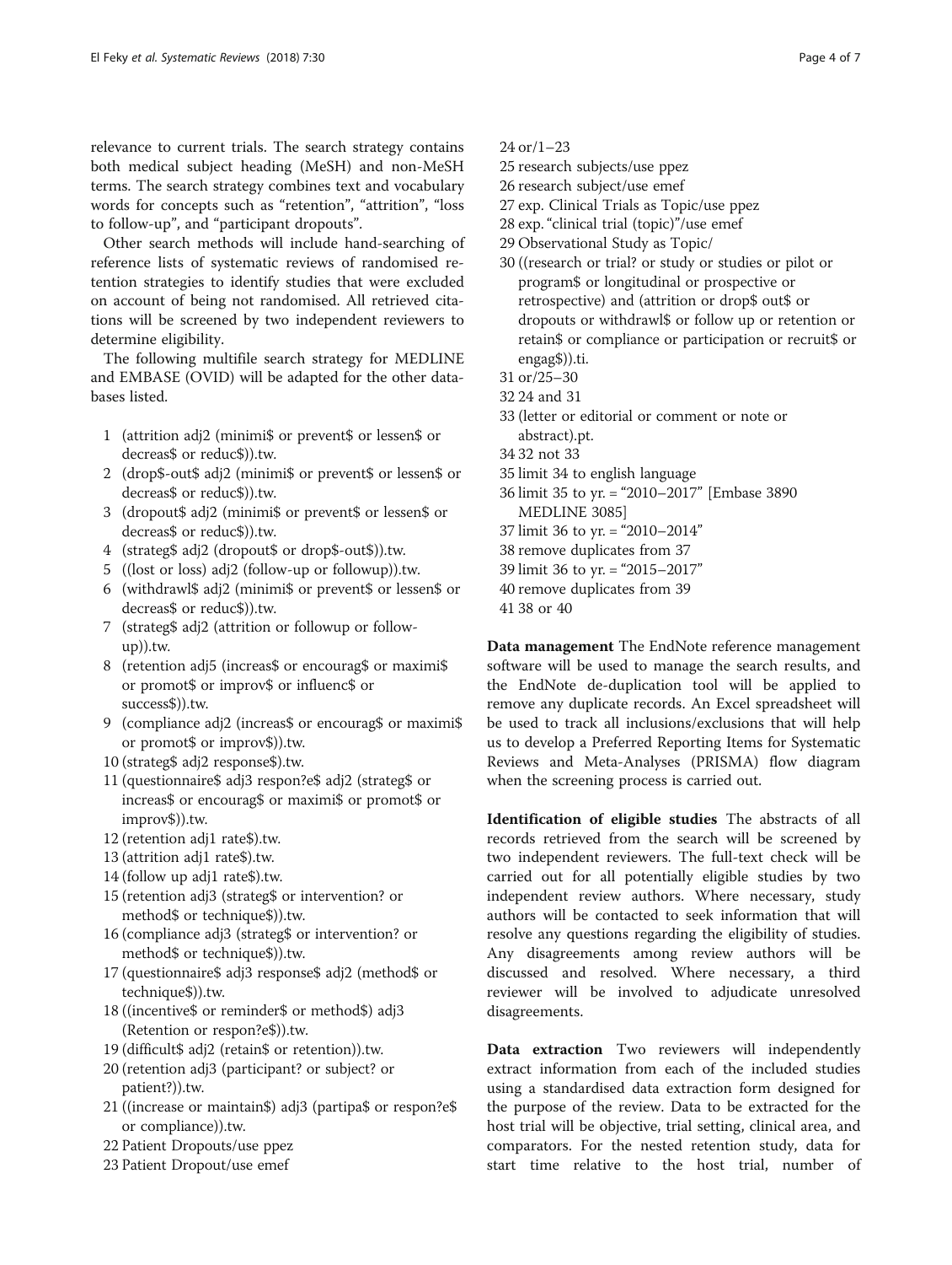relevance to current trials. The search strategy contains both medical subject heading (MeSH) and non-MeSH terms. The search strategy combines text and vocabulary words for concepts such as "retention", "attrition", "loss to follow-up", and "participant dropouts".

Other search methods will include hand-searching of reference lists of systematic reviews of randomised retention strategies to identify studies that were excluded on account of being not randomised. All retrieved citations will be screened by two independent reviewers to determine eligibility.

The following multifile search strategy for MEDLINE and EMBASE (OVID) will be adapted for the other databases listed.

1 (attrition adj2 (minimi$ or prevent$ or lessen$ or decreas$ or reduc$)).tw.
2 (drop$-out$ adj2 (minimi$ or prevent$ or lessen$ or decreas$ or reduc$)).tw.
3 (dropout$ adj2 (minimi$ or prevent$ or lessen$ or decreas$ or reduc$)).tw.
4 (strateg$ adj2 (dropout$ or drop$-out$)).tw.
5 ((lost or loss) adj2 (follow-up or followup)).tw.
6 (withdrawl$ adj2 (minimi$ or prevent$ or lessen$ or decreas$ or reduc$)).tw.
7 (strateg$ adj2 (attrition or followup or follow-up)).tw.
8 (retention adj5 (increas$ or encourag$ or maximi$ or promot$ or improv$ or influenc$ or success$)).tw.
9 (compliance adj2 (increas$ or encourag$ or maximi$ or promot$ or improv$)).tw.
10 (strateg$ adj2 response$).tw.
11 (questionnaire$ adj3 respon?e$ adj2 (strateg$ or increas$ or encourag$ or maximi$ or promot$ or improv$)).tw.
12 (retention adj1 rate$).tw.
13 (attrition adj1 rate$).tw.
14 (follow up adj1 rate$).tw.
15 (retention adj3 (strateg$ or intervention? or method$ or technique$)).tw.
16 (compliance adj3 (strateg$ or intervention? or method$ or technique$)).tw.
17 (questionnaire$ adj3 response$ adj2 (method$ or technique$)).tw.
18 ((incentive$ or reminder$ or method$) adj3 (Retention or respon?e$)).tw.
19 (difficult$ adj2 (retain$ or retention)).tw.
20 (retention adj3 (participant? or subject? or patient?)).tw.
21 ((increase or maintain$) adj3 (partipa$ or respon?e$ or compliance)).tw.
22 Patient Dropouts/use ppez
23 Patient Dropout/use emef
24 or/1–23
25 research subjects/use ppez
26 research subject/use emef
27 exp. Clinical Trials as Topic/use ppez
28 exp. "clinical trial (topic)"/use emef
29 Observational Study as Topic/
30 ((research or trial? or study or studies or pilot or program$ or longitudinal or prospective or retrospective) and (attrition or drop$ out$ or dropouts or withdrawl$ or follow up or retention or retain$ or compliance or participation or recruit$ or engag$)).ti.
31 or/25–30
32 24 and 31
33 (letter or editorial or comment or note or abstract).pt.
34 32 not 33
35 limit 34 to english language
36 limit 35 to yr. = "2010–2017" [Embase 3890 MEDLINE 3085]
37 limit 36 to yr. = "2010–2014"
38 remove duplicates from 37
39 limit 36 to yr. = "2015–2017"
40 remove duplicates from 39
41 38 or 40

**Data management** The EndNote reference management software will be used to manage the search results, and the EndNote de-duplication tool will be applied to remove any duplicate records. An Excel spreadsheet will be used to track all inclusions/exclusions that will help us to develop a Preferred Reporting Items for Systematic Reviews and Meta-Analyses (PRISMA) flow diagram when the screening process is carried out.

**Identification of eligible studies** The abstracts of all records retrieved from the search will be screened by two independent reviewers. The full-text check will be carried out for all potentially eligible studies by two independent review authors. Where necessary, study authors will be contacted to seek information that will resolve any questions regarding the eligibility of studies. Any disagreements among review authors will be discussed and resolved. Where necessary, a third reviewer will be involved to adjudicate unresolved disagreements.

**Data extraction** Two reviewers will independently extract information from each of the included studies using a standardised data extraction form designed for the purpose of the review. Data to be extracted for the host trial will be objective, trial setting, clinical area, and comparators. For the nested retention study, data for start time relative to the host trial, number of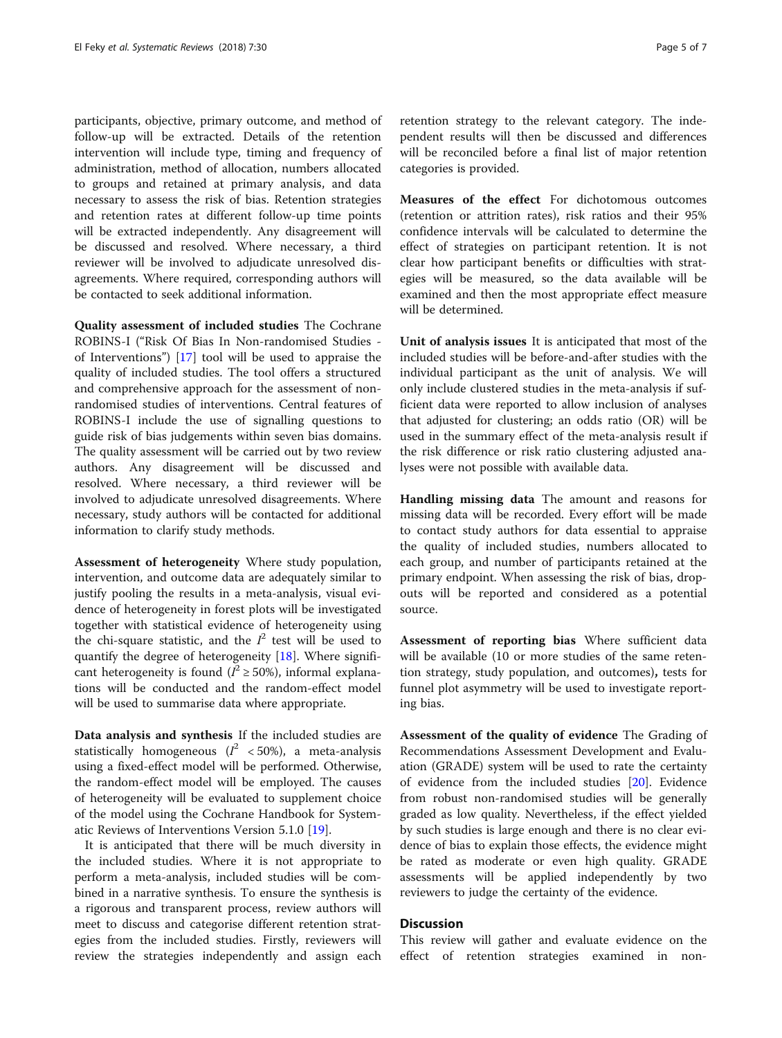participants, objective, primary outcome, and method of follow-up will be extracted. Details of the retention intervention will include type, timing and frequency of administration, method of allocation, numbers allocated to groups and retained at primary analysis, and data necessary to assess the risk of bias. Retention strategies and retention rates at different follow-up time points will be extracted independently. Any disagreement will be discussed and resolved. Where necessary, a third reviewer will be involved to adjudicate unresolved disagreements. Where required, corresponding authors will be contacted to seek additional information.

**Quality assessment of included studies** The Cochrane ROBINS-I ("Risk Of Bias In Non-randomised Studies - of Interventions") [17] tool will be used to appraise the quality of included studies. The tool offers a structured and comprehensive approach for the assessment of non-randomised studies of interventions. Central features of ROBINS-I include the use of signalling questions to guide risk of bias judgements within seven bias domains. The quality assessment will be carried out by two review authors. Any disagreement will be discussed and resolved. Where necessary, a third reviewer will be involved to adjudicate unresolved disagreements. Where necessary, study authors will be contacted for additional information to clarify study methods.

**Assessment of heterogeneity** Where study population, intervention, and outcome data are adequately similar to justify pooling the results in a meta-analysis, visual evidence of heterogeneity in forest plots will be investigated together with statistical evidence of heterogeneity using the chi-square statistic, and the $I^2$ test will be used to quantify the degree of heterogeneity [18]. Where significant heterogeneity is found ($I^2 \geq 50\%$), informal explanations will be conducted and the random-effect model will be used to summarise data where appropriate.

**Data analysis and synthesis** If the included studies are statistically homogeneous ($I^2 < 50\%$), a meta-analysis using a fixed-effect model will be performed. Otherwise, the random-effect model will be employed. The causes of heterogeneity will be evaluated to supplement choice of the model using the Cochrane Handbook for Systematic Reviews of Interventions Version 5.1.0 [19].

It is anticipated that there will be much diversity in the included studies. Where it is not appropriate to perform a meta-analysis, included studies will be combined in a narrative synthesis. To ensure the synthesis is a rigorous and transparent process, review authors will meet to discuss and categorise different retention strategies from the included studies. Firstly, reviewers will review the strategies independently and assign each retention strategy to the relevant category. The independent results will then be discussed and differences will be reconciled before a final list of major retention categories is provided.

**Measures of the effect** For dichotomous outcomes (retention or attrition rates), risk ratios and their 95% confidence intervals will be calculated to determine the effect of strategies on participant retention. It is not clear how participant benefits or difficulties with strategies will be measured, so the data available will be examined and then the most appropriate effect measure will be determined.

**Unit of analysis issues** It is anticipated that most of the included studies will be before-and-after studies with the individual participant as the unit of analysis. We will only include clustered studies in the meta-analysis if sufficient data were reported to allow inclusion of analyses that adjusted for clustering; an odds ratio (OR) will be used in the summary effect of the meta-analysis result if the risk difference or risk ratio clustering adjusted analyses were not possible with available data.

**Handling missing data** The amount and reasons for missing data will be recorded. Every effort will be made to contact study authors for data essential to appraise the quality of included studies, numbers allocated to each group, and number of participants retained at the primary endpoint. When assessing the risk of bias, dropouts will be reported and considered as a potential source.

**Assessment of reporting bias** Where sufficient data will be available (10 or more studies of the same retention strategy, study population, and outcomes), tests for funnel plot asymmetry will be used to investigate reporting bias.

**Assessment of the quality of evidence** The Grading of Recommendations Assessment Development and Evaluation (GRADE) system will be used to rate the certainty of evidence from the included studies [20]. Evidence from robust non-randomised studies will be generally graded as low quality. Nevertheless, if the effect yielded by such studies is large enough and there is no clear evidence of bias to explain those effects, the evidence might be rated as moderate or even high quality. GRADE assessments will be applied independently by two reviewers to judge the certainty of the evidence.

## Discussion

This review will gather and evaluate evidence on the effect of retention strategies examined in non-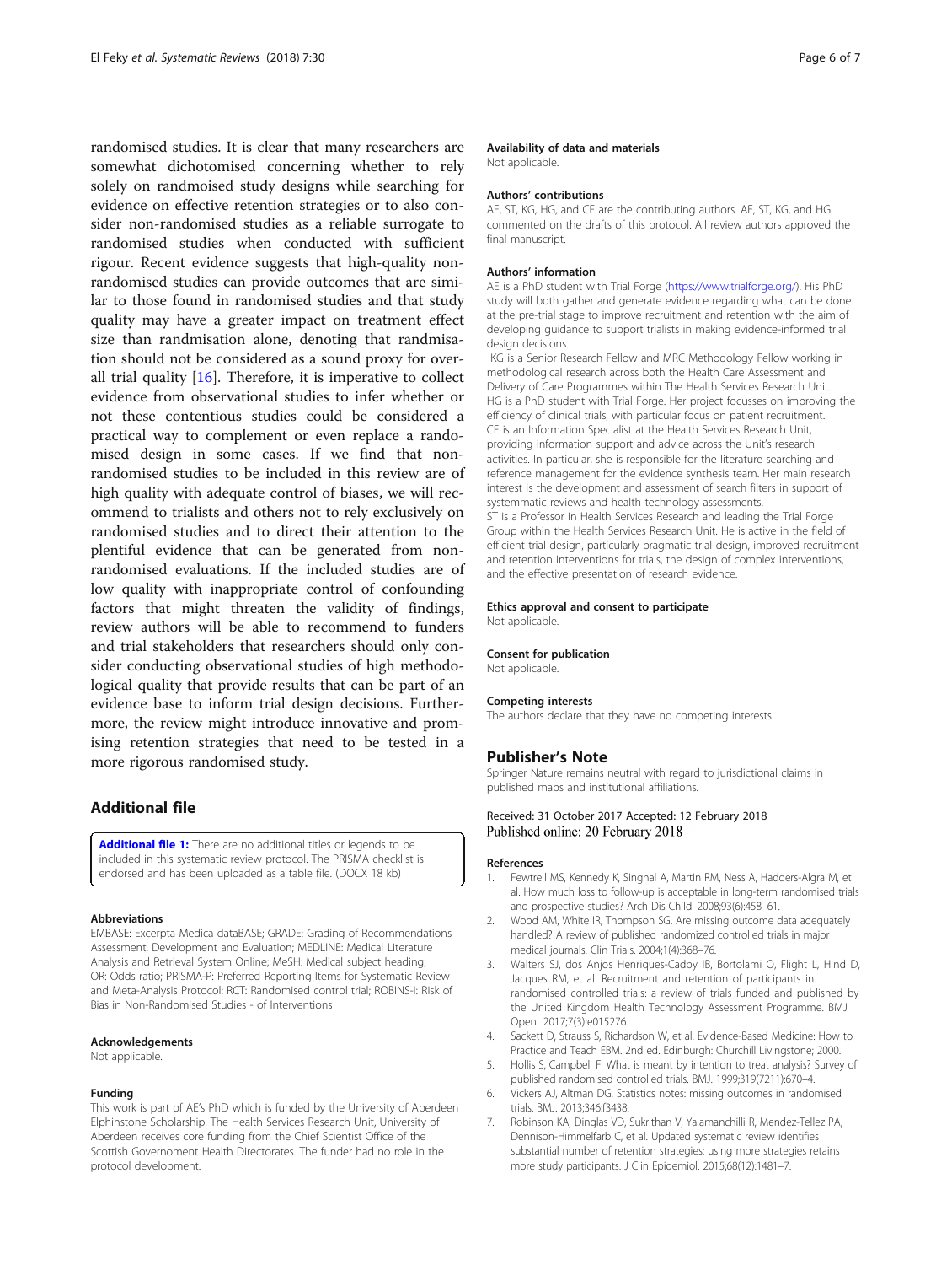randomised studies. It is clear that many researchers are somewhat dichotomised concerning whether to rely solely on randmoised study designs while searching for evidence on effective retention strategies or to also consider non-randomised studies as a reliable surrogate to randomised studies when conducted with sufficient rigour. Recent evidence suggests that high-quality non-randomised studies can provide outcomes that are similar to those found in randomised studies and that study quality may have a greater impact on treatment effect size than randmisation alone, denoting that randmisation should not be considered as a sound proxy for overall trial quality [16]. Therefore, it is imperative to collect evidence from observational studies to infer whether or not these contentious studies could be considered a practical way to complement or even replace a randomised design in some cases. If we find that non-randomised studies to be included in this review are of high quality with adequate control of biases, we will recommend to trialists and others not to rely exclusively on randomised studies and to direct their attention to the plentiful evidence that can be generated from non-randomised evaluations. If the included studies are of low quality with inappropriate control of confounding factors that might threaten the validity of findings, review authors will be able to recommend to funders and trial stakeholders that researchers should only consider conducting observational studies of high methodological quality that provide results that can be part of an evidence base to inform trial design decisions. Furthermore, the review might introduce innovative and promising retention strategies that need to be tested in a more rigorous randomised study.

## Additional file

**Additional file 1:** There are no additional titles or legends to be included in this systematic review protocol. The PRISMA checklist is endorsed and has been uploaded as a table file. (DOCX 18 kb)

#### Abbreviations

EMBASE: Excerpta Medica dataBASE; GRADE: Grading of Recommendations Assessment, Development and Evaluation; MEDLINE: Medical Literature Analysis and Retrieval System Online; MeSH: Medical subject heading; OR: Odds ratio; PRISMA-P: Preferred Reporting Items for Systematic Review and Meta-Analysis Protocol; RCT: Randomised control trial; ROBINS-I: Risk of Bias in Non-Randomised Studies - of Interventions

#### Acknowledgements

Not applicable.

#### Funding

This work is part of AE's PhD which is funded by the University of Aberdeen Elphinstone Scholarship. The Health Services Research Unit, University of Aberdeen receives core funding from the Chief Scientist Office of the Scottish Government Health Directorates. The funder had no role in the protocol development.

#### Availability of data and materials

Not applicable.

#### Authors' contributions

AE, ST, KG, HG, and CF are the contributing authors. AE, ST, KG, and HG commented on the drafts of this protocol. All review authors approved the final manuscript.

#### Authors' information

AE is a PhD student with Trial Forge (https://www.trialforge.org/). His PhD study will both gather and generate evidence regarding what can be done at the pre-trial stage to improve recruitment and retention with the aim of developing guidance to support trialists in making evidence-informed trial design decisions.

KG is a Senior Research Fellow and MRC Methodology Fellow working in methodological research across both the Health Care Assessment and Delivery of Care Programmes within The Health Services Research Unit.

HG is a PhD student with Trial Forge. Her project focusses on improving the efficiency of clinical trials, with particular focus on patient recruitment.

CF is an Information Specialist at the Health Services Research Unit, providing information support and advice across the Unit's research activities. In particular, she is responsible for the literature searching and reference management for the evidence synthesis team. Her main research interest is the development and assessment of search filters in support of systematic reviews and health technology assessments.

ST is a Professor in Health Services Research and leading the Trial Forge Group within the Health Services Research Unit. He is active in the field of efficient trial design, particularly pragmatic trial design, improved recruitment and retention interventions for trials, the design of complex interventions, and the effective presentation of research evidence.

#### Ethics approval and consent to participate

Not applicable.

#### Consent for publication

Not applicable.

#### Competing interests

The authors declare that they have no competing interests.

## Publisher's Note

Springer Nature remains neutral with regard to jurisdictional claims in published maps and institutional affiliations.

Received: 31 October 2017 Accepted: 12 February 2018
Published online: 20 February 2018

#### References

1. Fewtrell MS, Kennedy K, Singhal A, Martin RM, Ness A, Hadders-Algra M, et al. How much loss to follow-up is acceptable in long-term randomised trials and prospective studies? Arch Dis Child. 2008;93(6):458–61.
2. Wood AM, White IR, Thompson SG. Are missing outcome data adequately handled? A review of published randomized controlled trials in major medical journals. Clin Trials. 2004;1(4):368–76.
3. Walters SJ, dos Anjos Henriques-Cadby IB, Bortolami O, Flight L, Hind D, Jacques RM, et al. Recruitment and retention of participants in randomised controlled trials: a review of trials funded and published by the United Kingdom Health Technology Assessment Programme. BMJ Open. 2017;7(3):e015276.
4. Sackett D, Strauss S, Richardson W, et al. Evidence-Based Medicine: How to Practice and Teach EBM. 2nd ed. Edinburgh: Churchill Livingstone; 2000.
5. Hollis S, Campbell F. What is meant by intention to treat analysis? Survey of published randomised controlled trials. BMJ. 1999;319(7211):670–4.
6. Vickers AJ, Altman DG. Statistics notes: missing outcomes in randomised trials. BMJ. 2013;346:f3438.
7. Robinson KA, Dinglas VD, Sukrithan V, Yalamanchilli R, Mendez-Tellez PA, Dennison-Himmelfarb C, et al. Updated systematic review identifies substantial number of retention strategies: using more strategies retains more study participants. J Clin Epidemiol. 2015;68(12):1481–7.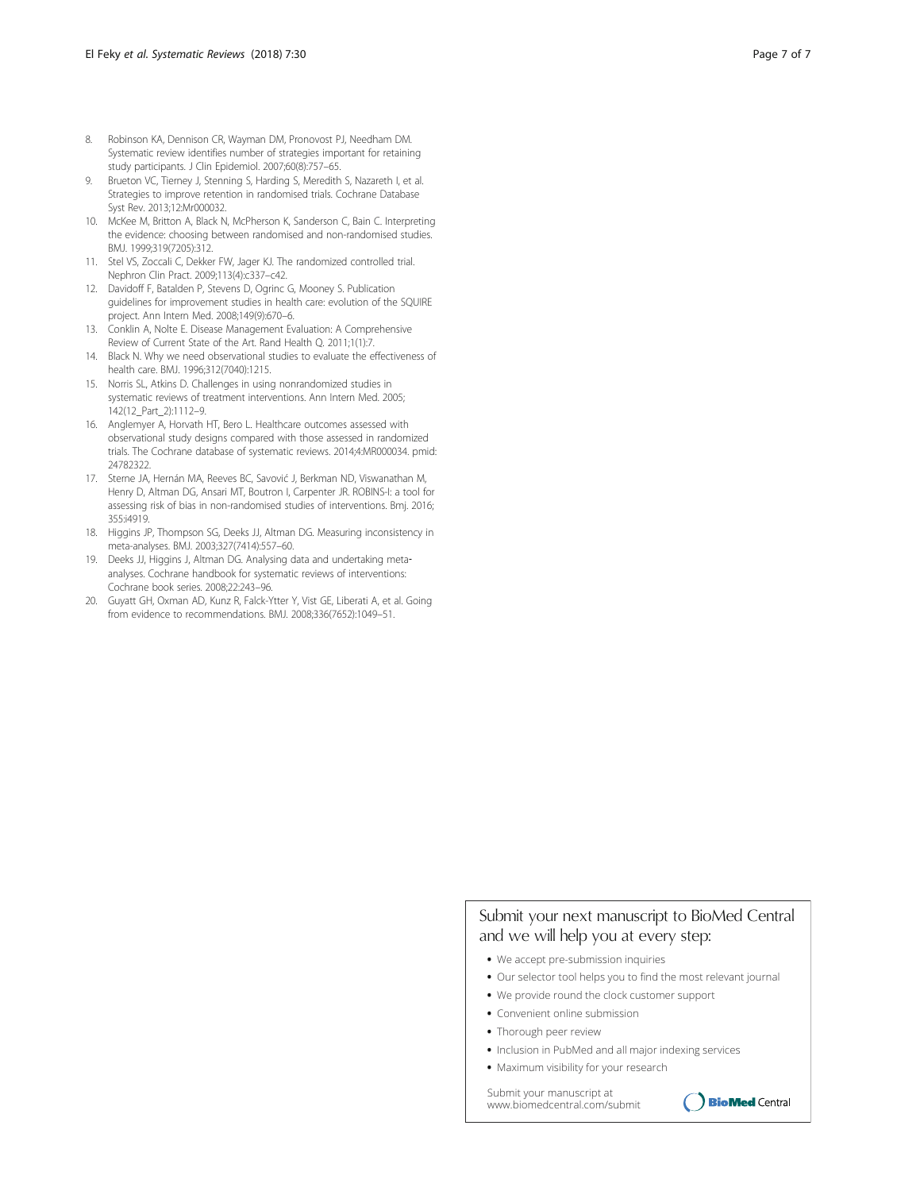8. Robinson KA, Dennison CR, Wayman DM, Pronovost PJ, Needham DM. Systematic review identifies number of strategies important for retaining study participants. J Clin Epidemiol. 2007;60(8):757–65.
9. Brueton VC, Tierney J, Stenning S, Harding S, Meredith S, Nazareth I, et al. Strategies to improve retention in randomised trials. Cochrane Database Syst Rev. 2013;12:Mr000032.
10. McKee M, Britton A, Black N, McPherson K, Sanderson C, Bain C. Interpreting the evidence: choosing between randomised and non-randomised studies. BMJ. 1999;319(7205):312.
11. Stel VS, Zoccali C, Dekker FW, Jager KJ. The randomized controlled trial. Nephron Clin Pract. 2009;113(4):c337–c42.
12. Davidoff F, Batalden P, Stevens D, Ogrinc G, Mooney S. Publication guidelines for improvement studies in health care: evolution of the SQUIRE project. Ann Intern Med. 2008;149(9):670–6.
13. Conklin A, Nolte E. Disease Management Evaluation: A Comprehensive Review of Current State of the Art. Rand Health Q. 2011;1(1):7.
14. Black N. Why we need observational studies to evaluate the effectiveness of health care. BMJ. 1996;312(7040):1215.
15. Norris SL, Atkins D. Challenges in using nonrandomized studies in systematic reviews of treatment interventions. Ann Intern Med. 2005; 142(12_Part_2):1112–9.
16. Anglemyer A, Horvath HT, Bero L. Healthcare outcomes assessed with observational study designs compared with those assessed in randomized trials. The Cochrane database of systematic reviews. 2014;4:MR000034. pmid: 24782322.
17. Sterne JA, Hernán MA, Reeves BC, Savović J, Berkman ND, Viswanathan M, Henry D, Altman DG, Ansari MT, Boutron I, Carpenter JR. ROBINS-I: a tool for assessing risk of bias in non-randomised studies of interventions. Bmj. 2016; 355:i4919.
18. Higgins JP, Thompson SG, Deeks JJ, Altman DG. Measuring inconsistency in meta-analyses. BMJ. 2003;327(7414):557–60.
19. Deeks JJ, Higgins J, Altman DG. Analysing data and undertaking meta-analyses. Cochrane handbook for systematic reviews of interventions: Cochrane book series. 2008;22:243–96.
20. Guyatt GH, Oxman AD, Kunz R, Falck-Ytter Y, Vist GE, Liberati A, et al. Going from evidence to recommendations. BMJ. 2008;336(7652):1049–51.

Submit your next manuscript to BioMed Central and we will help you at every step:

- We accept pre-submission inquiries
- Our selector tool helps you to find the most relevant journal
- We provide round the clock customer support
- Convenient online submission
- Thorough peer review
- Inclusion in PubMed and all major indexing services
- Maximum visibility for your research

Submit your manuscript at
www.biomedcentral.com/submit

BioMed Central